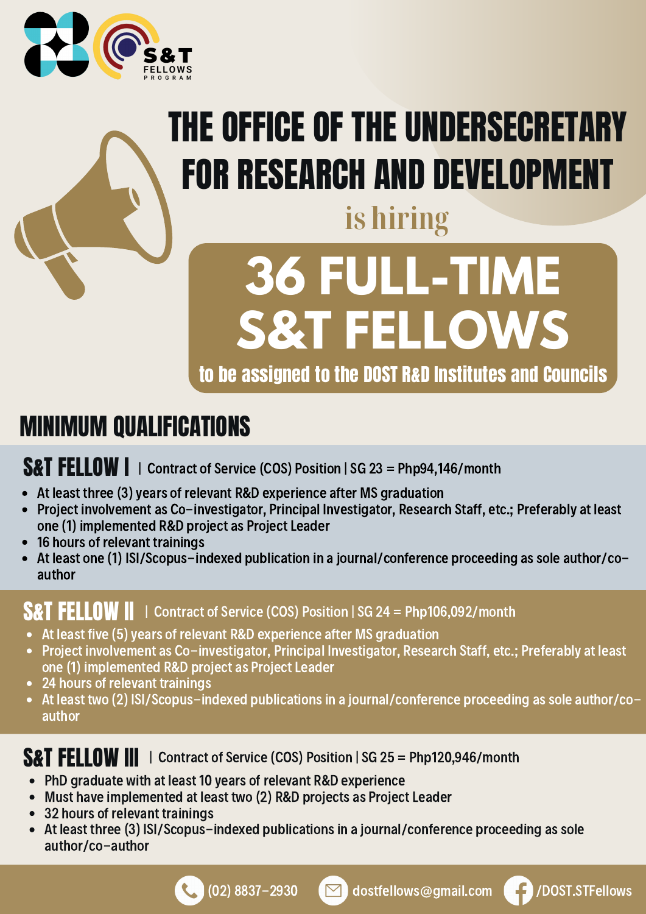S&T FELLOWS PROGRAM

# THE OFFICE OF THE UNDERSECRETARY FOR RESEARCH AND DEVELOPMENT

is hiring

# 36 FULL-TIME S&T FELLOWS

**to be assigned to the DOST R&D Institutes and Councils**

## MINIMUM QUALIFICATIONS

### S&T FELLOW I | Contract of Service (COS) Position | SG 23 = Php94,146/month

- At least three (3) years of relevant R&D experience after MS graduation
- Project involvement as Co-investigator, Principal Investigator, Research Staff, etc.; Preferably at least one (1) implemented R&D project as Project Leader
- 16 hours of relevant trainings
- At least one (1) ISI/Scopus-indexed publication in a journal/conference proceeding as sole author/co-author

### S&T FELLOW II | Contract of Service (COS) Position | SG 24 = Php106,092/month

- At least five (5) years of relevant R&D experience after MS graduation
- Project involvement as Co-investigator, Principal Investigator, Research Staff, etc.; Preferably at least one (1) implemented R&D project as Project Leader
- 24 hours of relevant trainings
- At least two (2) ISI/Scopus-indexed publications in a journal/conference proceeding as sole author/co-author

### S&T FELLOW III | Contract of Service (COS) Position | SG 25 = Php120,946/month

- PhD graduate with at least 10 years of relevant R&D experience
- Must have implemented at least two (2) R&D projects as Project Leader
- 32 hours of relevant trainings
- At least three (3) ISI/Scopus-indexed publications in a journal/conference proceeding as sole author/co-author

(02) 8837-2930 | dostfellows@gmail.com | /DOST.STFellows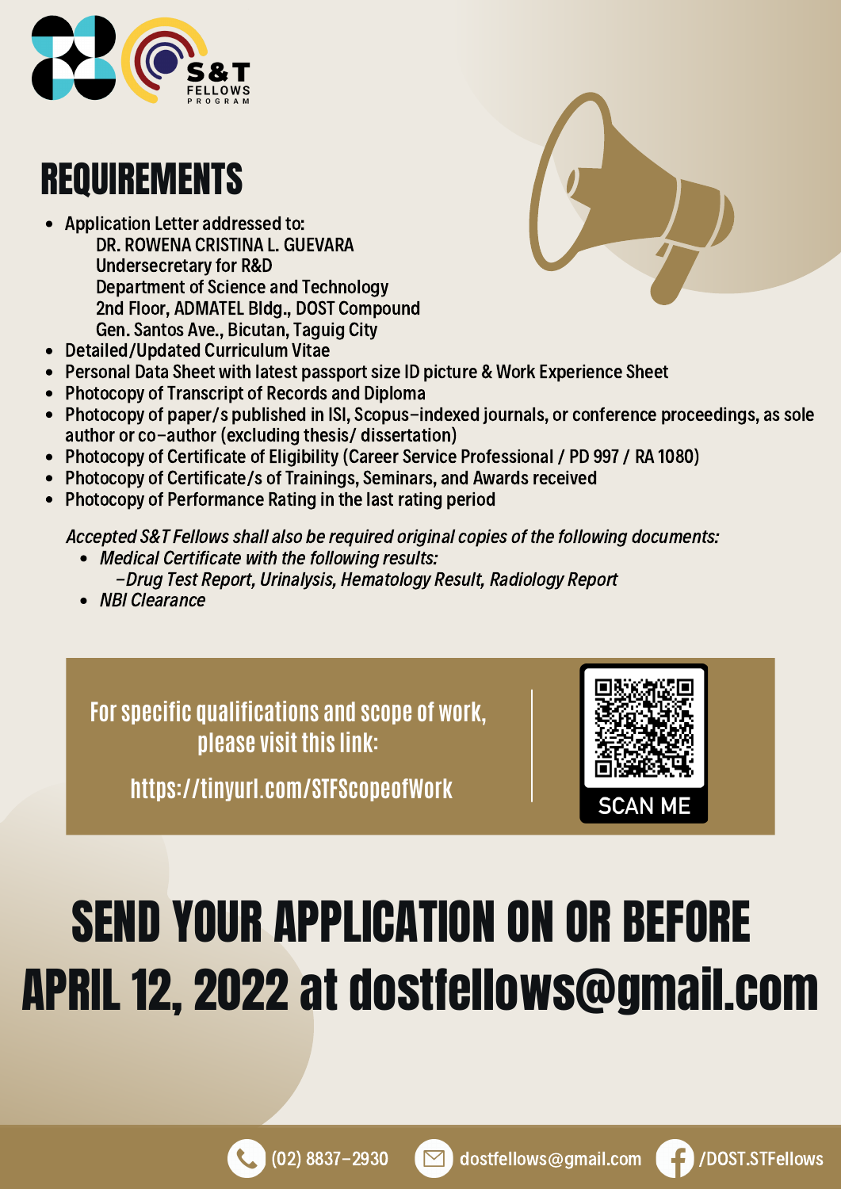S&T FELLOWS PROGRAM

# REQUIREMENTS

- Application Letter addressed to:
  DR. ROWENA CRISTINA L. GUEVARA
  Undersecretary for R&D
  Department of Science and Technology
  2nd Floor, ADMATEL Bldg., DOST Compound
  Gen. Santos Ave., Bicutan, Taguig City
- Detailed/Updated Curriculum Vitae
- Personal Data Sheet with latest passport size ID picture & Work Experience Sheet
- Photocopy of Transcript of Records and Diploma
- Photocopy of paper/s published in ISI, Scopus-indexed journals, or conference proceedings, as sole author or co-author (excluding thesis/ dissertation)
- Photocopy of Certificate of Eligibility (Career Service Professional / PD 997 / RA 1080)
- Photocopy of Certificate/s of Trainings, Seminars, and Awards received
- Photocopy of Performance Rating in the last rating period

*Accepted S&T Fellows shall also be required original copies of the following documents:*

- *Medical Certificate with the following results:*
  *-Drug Test Report, Urinalysis, Hematology Result, Radiology Report*
- *NBI Clearance*

For specific qualifications and scope of work, please visit this link:

https://tinyurl.com/STFScopeofWork

SCAN ME

## SEND YOUR APPLICATION ON OR BEFORE APRIL 12, 2022 at dostfellows@gmail.com

(02) 8837-2930 | dostfellows@gmail.com | /DOST.STFellows